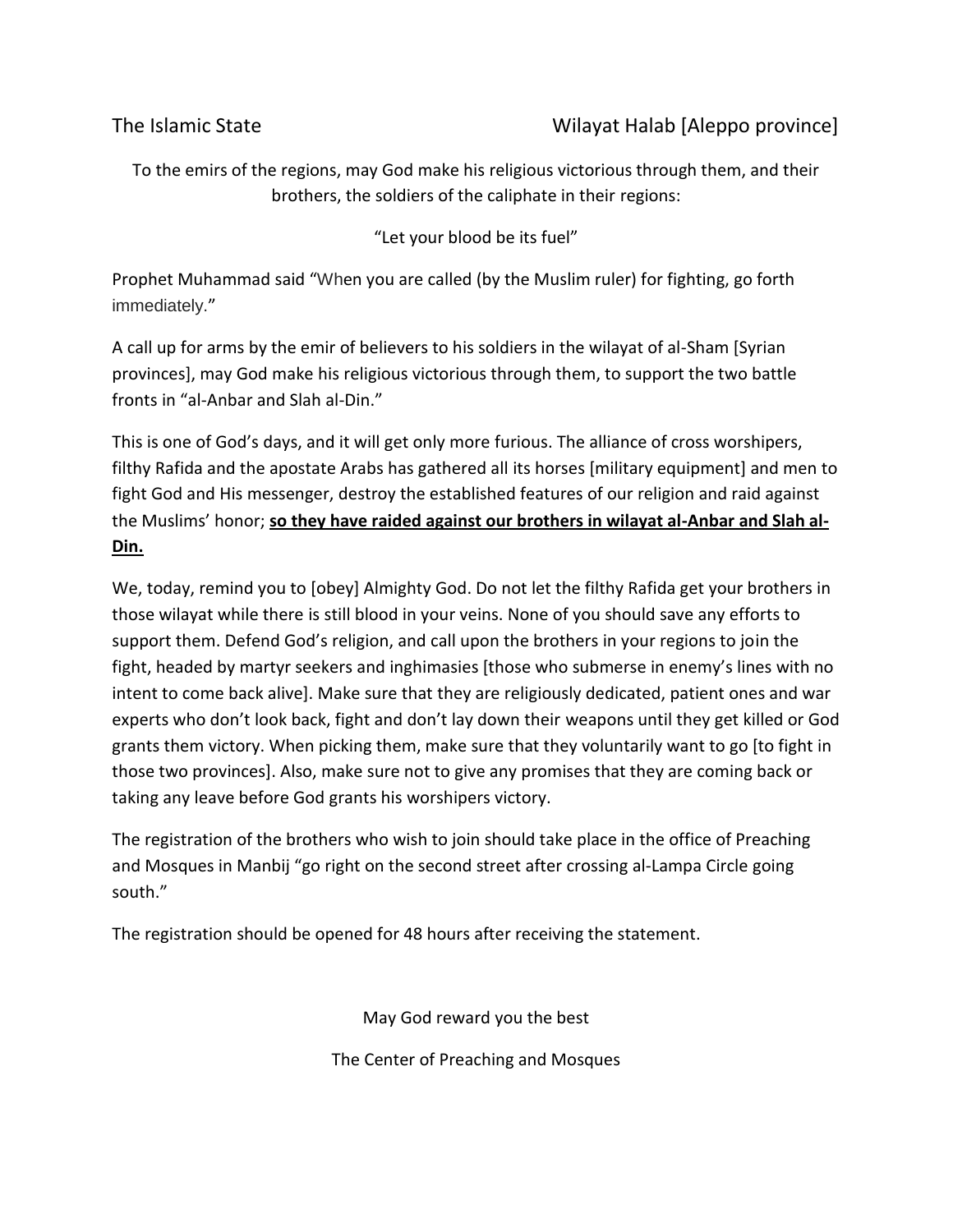The Islamic State | Wilayat Halab [Aleppo province]

To the emirs of the regions, may God make his religious victorious through them, and their brothers, the soldiers of the caliphate in their regions:

"Let your blood be its fuel"

Prophet Muhammad said "When you are called (by the Muslim ruler) for fighting, go forth immediately."

A call up for arms by the emir of believers to his soldiers in the wilayat of al-Sham [Syrian provinces], may God make his religious victorious through them, to support the two battle fronts in "al-Anbar and Slah al-Din."

This is one of God's days, and it will get only more furious. The alliance of cross worshipers, filthy Rafida and the apostate Arabs has gathered all its horses [military equipment] and men to fight God and His messenger, destroy the established features of our religion and raid against the Muslims' honor; **<u>so they have raided against our brothers in wilayat al-Anbar and Slah al-Din.</u>**

We, today, remind you to [obey] Almighty God. Do not let the filthy Rafida get your brothers in those wilayat while there is still blood in your veins. None of you should save any efforts to support them. Defend God's religion, and call upon the brothers in your regions to join the fight, headed by martyr seekers and inghimasies [those who submerse in enemy's lines with no intent to come back alive]. Make sure that they are religiously dedicated, patient ones and war experts who don't look back, fight and don't lay down their weapons until they get killed or God grants them victory. When picking them, make sure that they voluntarily want to go [to fight in those two provinces]. Also, make sure not to give any promises that they are coming back or taking any leave before God grants his worshipers victory.

The registration of the brothers who wish to join should take place in the office of Preaching and Mosques in Manbij "go right on the second street after crossing al-Lampa Circle going south."

The registration should be opened for 48 hours after receiving the statement.

May God reward you the best

The Center of Preaching and Mosques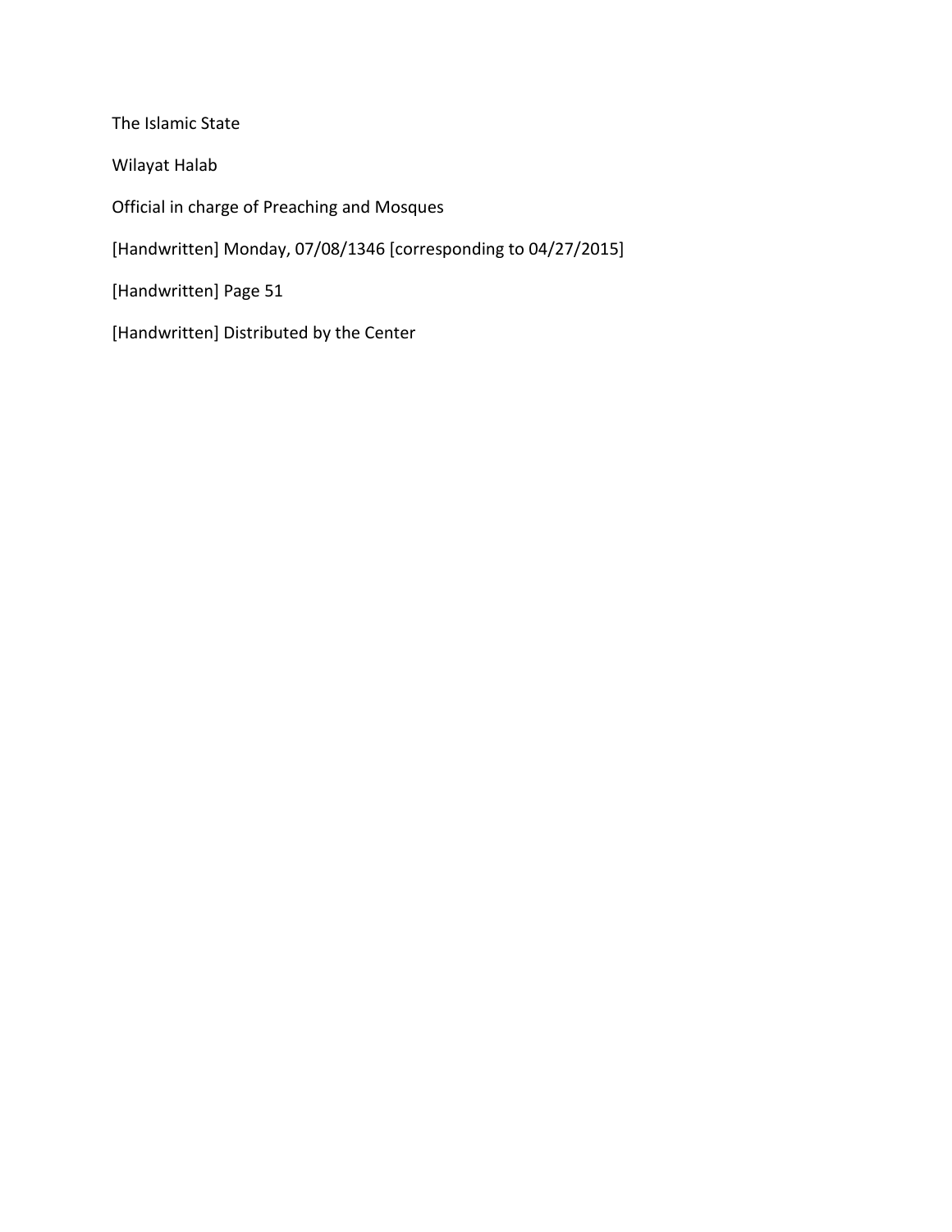The Islamic State

Wilayat Halab

Official in charge of Preaching and Mosques

[Handwritten] Monday, 07/08/1346 [corresponding to 04/27/2015]

[Handwritten] Page 51

[Handwritten] Distributed by the Center